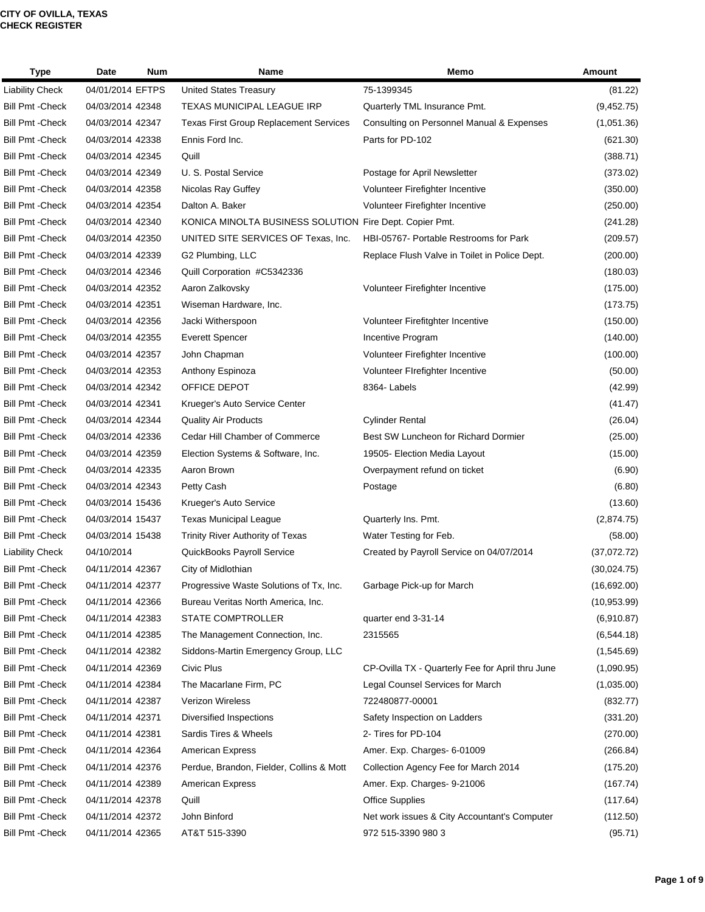**CITY OF OVILLA, TEXAS**
**CHECK REGISTER**

| Type | Date | Num | Name | Memo | Amount |
|---|---|---|---|---|---|
| Liability Check | 04/01/2014 | EFTPS | United States Treasury | 75-1399345 | (81.22) |
| Bill Pmt -Check | 04/03/2014 | 42348 | TEXAS MUNICIPAL LEAGUE IRP | Quarterly TML Insurance Pmt. | (9,452.75) |
| Bill Pmt -Check | 04/03/2014 | 42347 | Texas First Group Replacement Services | Consulting on Personnel Manual & Expenses | (1,051.36) |
| Bill Pmt -Check | 04/03/2014 | 42338 | Ennis Ford Inc. | Parts for PD-102 | (621.30) |
| Bill Pmt -Check | 04/03/2014 | 42345 | Quill | | (388.71) |
| Bill Pmt -Check | 04/03/2014 | 42349 | U. S. Postal Service | Postage for April Newsletter | (373.02) |
| Bill Pmt -Check | 04/03/2014 | 42358 | Nicolas Ray Guffey | Volunteer Firefighter Incentive | (350.00) |
| Bill Pmt -Check | 04/03/2014 | 42354 | Dalton A. Baker | Volunteer Firefighter Incentive | (250.00) |
| Bill Pmt -Check | 04/03/2014 | 42340 | KONICA MINOLTA BUSINESS SOLUTION | Fire Dept. Copier Pmt. | (241.28) |
| Bill Pmt -Check | 04/03/2014 | 42350 | UNITED SITE SERVICES OF Texas, Inc. | HBI-05767- Portable Restrooms for Park | (209.57) |
| Bill Pmt -Check | 04/03/2014 | 42339 | G2 Plumbing, LLC | Replace Flush Valve in Toilet in Police Dept. | (200.00) |
| Bill Pmt -Check | 04/03/2014 | 42346 | Quill Corporation #C5342336 | | (180.03) |
| Bill Pmt -Check | 04/03/2014 | 42352 | Aaron Zalkovsky | Volunteer Firefighter Incentive | (175.00) |
| Bill Pmt -Check | 04/03/2014 | 42351 | Wiseman Hardware, Inc. | | (173.75) |
| Bill Pmt -Check | 04/03/2014 | 42356 | Jacki Witherspoon | Volunteer Firefitghter Incentive | (150.00) |
| Bill Pmt -Check | 04/03/2014 | 42355 | Everett Spencer | Incentive Program | (140.00) |
| Bill Pmt -Check | 04/03/2014 | 42357 | John Chapman | Volunteer Firefighter Incentive | (100.00) |
| Bill Pmt -Check | 04/03/2014 | 42353 | Anthony Espinoza | Volunteer FIrefighter Incentive | (50.00) |
| Bill Pmt -Check | 04/03/2014 | 42342 | OFFICE DEPOT | 8364- Labels | (42.99) |
| Bill Pmt -Check | 04/03/2014 | 42341 | Krueger's Auto Service Center | | (41.47) |
| Bill Pmt -Check | 04/03/2014 | 42344 | Quality Air Products | Cylinder Rental | (26.04) |
| Bill Pmt -Check | 04/03/2014 | 42336 | Cedar Hill Chamber of Commerce | Best SW Luncheon for Richard Dormier | (25.00) |
| Bill Pmt -Check | 04/03/2014 | 42359 | Election Systems & Software, Inc. | 19505- Election Media Layout | (15.00) |
| Bill Pmt -Check | 04/03/2014 | 42335 | Aaron Brown | Overpayment refund on ticket | (6.90) |
| Bill Pmt -Check | 04/03/2014 | 42343 | Petty Cash | Postage | (6.80) |
| Bill Pmt -Check | 04/03/2014 | 15436 | Krueger's Auto Service | | (13.60) |
| Bill Pmt -Check | 04/03/2014 | 15437 | Texas Municipal League | Quarterly Ins. Pmt. | (2,874.75) |
| Bill Pmt -Check | 04/03/2014 | 15438 | Trinity River Authority of Texas | Water Testing for Feb. | (58.00) |
| Liability Check | 04/10/2014 | | QuickBooks Payroll Service | Created by Payroll Service on 04/07/2014 | (37,072.72) |
| Bill Pmt -Check | 04/11/2014 | 42367 | City of Midlothian | | (30,024.75) |
| Bill Pmt -Check | 04/11/2014 | 42377 | Progressive Waste Solutions of Tx, Inc. | Garbage Pick-up for March | (16,692.00) |
| Bill Pmt -Check | 04/11/2014 | 42366 | Bureau Veritas North America, Inc. | | (10,953.99) |
| Bill Pmt -Check | 04/11/2014 | 42383 | STATE COMPTROLLER | quarter end 3-31-14 | (6,910.87) |
| Bill Pmt -Check | 04/11/2014 | 42385 | The Management Connection, Inc. | 2315565 | (6,544.18) |
| Bill Pmt -Check | 04/11/2014 | 42382 | Siddons-Martin Emergency Group, LLC | | (1,545.69) |
| Bill Pmt -Check | 04/11/2014 | 42369 | Civic Plus | CP-Ovilla TX - Quarterly Fee for April thru June | (1,090.95) |
| Bill Pmt -Check | 04/11/2014 | 42384 | The Macarlane Firm, PC | Legal Counsel Services for March | (1,035.00) |
| Bill Pmt -Check | 04/11/2014 | 42387 | Verizon Wireless | 722480877-00001 | (832.77) |
| Bill Pmt -Check | 04/11/2014 | 42371 | Diversified Inspections | Safety Inspection on Ladders | (331.20) |
| Bill Pmt -Check | 04/11/2014 | 42381 | Sardis Tires & Wheels | 2- Tires for PD-104 | (270.00) |
| Bill Pmt -Check | 04/11/2014 | 42364 | American Express | Amer. Exp. Charges- 6-01009 | (266.84) |
| Bill Pmt -Check | 04/11/2014 | 42376 | Perdue, Brandon, Fielder, Collins & Mott | Collection Agency Fee for March 2014 | (175.20) |
| Bill Pmt -Check | 04/11/2014 | 42389 | American Express | Amer. Exp. Charges- 9-21006 | (167.74) |
| Bill Pmt -Check | 04/11/2014 | 42378 | Quill | Office Supplies | (117.64) |
| Bill Pmt -Check | 04/11/2014 | 42372 | John Binford | Net work issues & City Accountant's Computer | (112.50) |
| Bill Pmt -Check | 04/11/2014 | 42365 | AT&T 515-3390 | 972 515-3390 980 3 | (95.71) |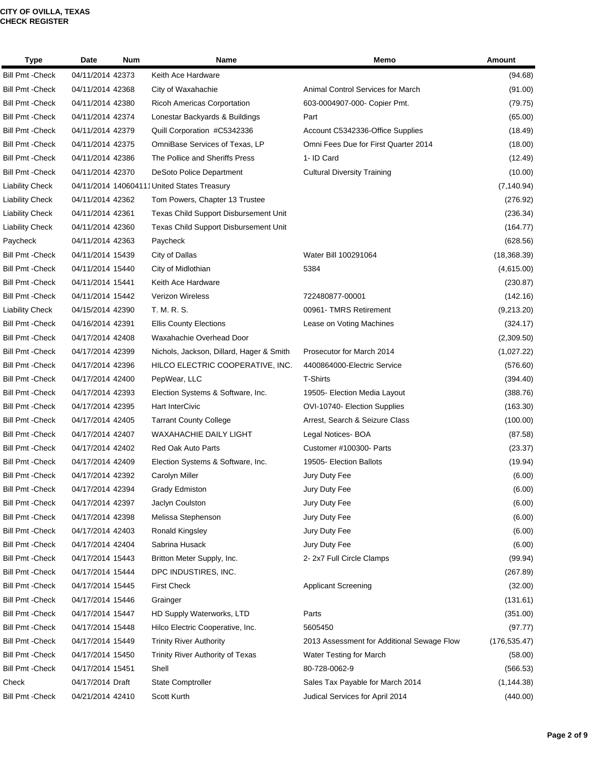**CITY OF OVILLA, TEXAS**
**CHECK REGISTER**

| Type | Date | Num | Name | Memo | Amount |
|---|---|---|---|---|---|
| Bill Pmt -Check | 04/11/2014 | 42373 | Keith Ace Hardware | | (94.68) |
| Bill Pmt -Check | 04/11/2014 | 42368 | City of Waxahachie | Animal Control Services for March | (91.00) |
| Bill Pmt -Check | 04/11/2014 | 42380 | Ricoh Americas Corportation | 603-0004907-000- Copier Pmt. | (79.75) |
| Bill Pmt -Check | 04/11/2014 | 42374 | Lonestar Backyards & Buildings | Part | (65.00) |
| Bill Pmt -Check | 04/11/2014 | 42379 | Quill Corporation #C5342336 | Account C5342336-Office Supplies | (18.49) |
| Bill Pmt -Check | 04/11/2014 | 42375 | OmniBase Services of Texas, LP | Omni Fees Due for First Quarter 2014 | (18.00) |
| Bill Pmt -Check | 04/11/2014 | 42386 | The Pollice and Sheriffs Press | 1- ID Card | (12.49) |
| Bill Pmt -Check | 04/11/2014 | 42370 | DeSoto Police Department | Cultural Diversity Training | (10.00) |
| Liability Check | 04/11/2014 | 140604111 | United States Treasury | | (7,140.94) |
| Liability Check | 04/11/2014 | 42362 | Tom Powers, Chapter 13 Trustee | | (276.92) |
| Liability Check | 04/11/2014 | 42361 | Texas Child Support Disbursement Unit | | (236.34) |
| Liability Check | 04/11/2014 | 42360 | Texas Child Support Disbursement Unit | | (164.77) |
| Paycheck | 04/11/2014 | 42363 | Paycheck | | (628.56) |
| Bill Pmt -Check | 04/11/2014 | 15439 | City of Dallas | Water Bill 100291064 | (18,368.39) |
| Bill Pmt -Check | 04/11/2014 | 15440 | City of Midlothian | 5384 | (4,615.00) |
| Bill Pmt -Check | 04/11/2014 | 15441 | Keith Ace Hardware | | (230.87) |
| Bill Pmt -Check | 04/11/2014 | 15442 | Verizon Wireless | 722480877-00001 | (142.16) |
| Liability Check | 04/15/2014 | 42390 | T. M. R. S. | 00961- TMRS Retirement | (9,213.20) |
| Bill Pmt -Check | 04/16/2014 | 42391 | Ellis County Elections | Lease on Voting Machines | (324.17) |
| Bill Pmt -Check | 04/17/2014 | 42408 | Waxahachie Overhead Door | | (2,309.50) |
| Bill Pmt -Check | 04/17/2014 | 42399 | Nichols, Jackson, Dillard, Hager & Smith | Prosecutor for March 2014 | (1,027.22) |
| Bill Pmt -Check | 04/17/2014 | 42396 | HILCO ELECTRIC COOPERATIVE, INC. | 4400864000-Electric Service | (576.60) |
| Bill Pmt -Check | 04/17/2014 | 42400 | PepWear, LLC | T-Shirts | (394.40) |
| Bill Pmt -Check | 04/17/2014 | 42393 | Election Systems & Software, Inc. | 19505- Election Media Layout | (388.76) |
| Bill Pmt -Check | 04/17/2014 | 42395 | Hart InterCivic | OVI-10740- Election Supplies | (163.30) |
| Bill Pmt -Check | 04/17/2014 | 42405 | Tarrant County College | Arrest, Search & Seizure Class | (100.00) |
| Bill Pmt -Check | 04/17/2014 | 42407 | WAXAHACHIE DAILY LIGHT | Legal Notices- BOA | (87.58) |
| Bill Pmt -Check | 04/17/2014 | 42402 | Red Oak Auto Parts | Customer #100300- Parts | (23.37) |
| Bill Pmt -Check | 04/17/2014 | 42409 | Election Systems & Software, Inc. | 19505- Election Ballots | (19.94) |
| Bill Pmt -Check | 04/17/2014 | 42392 | Carolyn Miller | Jury Duty Fee | (6.00) |
| Bill Pmt -Check | 04/17/2014 | 42394 | Grady Edmiston | Jury Duty Fee | (6.00) |
| Bill Pmt -Check | 04/17/2014 | 42397 | Jaclyn Coulston | Jury Duty Fee | (6.00) |
| Bill Pmt -Check | 04/17/2014 | 42398 | Melissa Stephenson | Jury Duty Fee | (6.00) |
| Bill Pmt -Check | 04/17/2014 | 42403 | Ronald Kingsley | Jury Duty Fee | (6.00) |
| Bill Pmt -Check | 04/17/2014 | 42404 | Sabrina Husack | Jury Duty Fee | (6.00) |
| Bill Pmt -Check | 04/17/2014 | 15443 | Britton Meter Supply, Inc. | 2- 2x7 Full Circle Clamps | (99.94) |
| Bill Pmt -Check | 04/17/2014 | 15444 | DPC INDUSTIRES, INC. | | (267.89) |
| Bill Pmt -Check | 04/17/2014 | 15445 | First Check | Applicant Screening | (32.00) |
| Bill Pmt -Check | 04/17/2014 | 15446 | Grainger | | (131.61) |
| Bill Pmt -Check | 04/17/2014 | 15447 | HD Supply Waterworks, LTD | Parts | (351.00) |
| Bill Pmt -Check | 04/17/2014 | 15448 | Hilco Electric Cooperative, Inc. | 5605450 | (97.77) |
| Bill Pmt -Check | 04/17/2014 | 15449 | Trinity River Authority | 2013 Assessment for Additional Sewage Flow | (176,535.47) |
| Bill Pmt -Check | 04/17/2014 | 15450 | Trinity River Authority of Texas | Water Testing for March | (58.00) |
| Bill Pmt -Check | 04/17/2014 | 15451 | Shell | 80-728-0062-9 | (566.53) |
| Check | 04/17/2014 | Draft | State Comptroller | Sales Tax Payable for March 2014 | (1,144.38) |
| Bill Pmt -Check | 04/21/2014 | 42410 | Scott Kurth | Judical Services for April 2014 | (440.00) |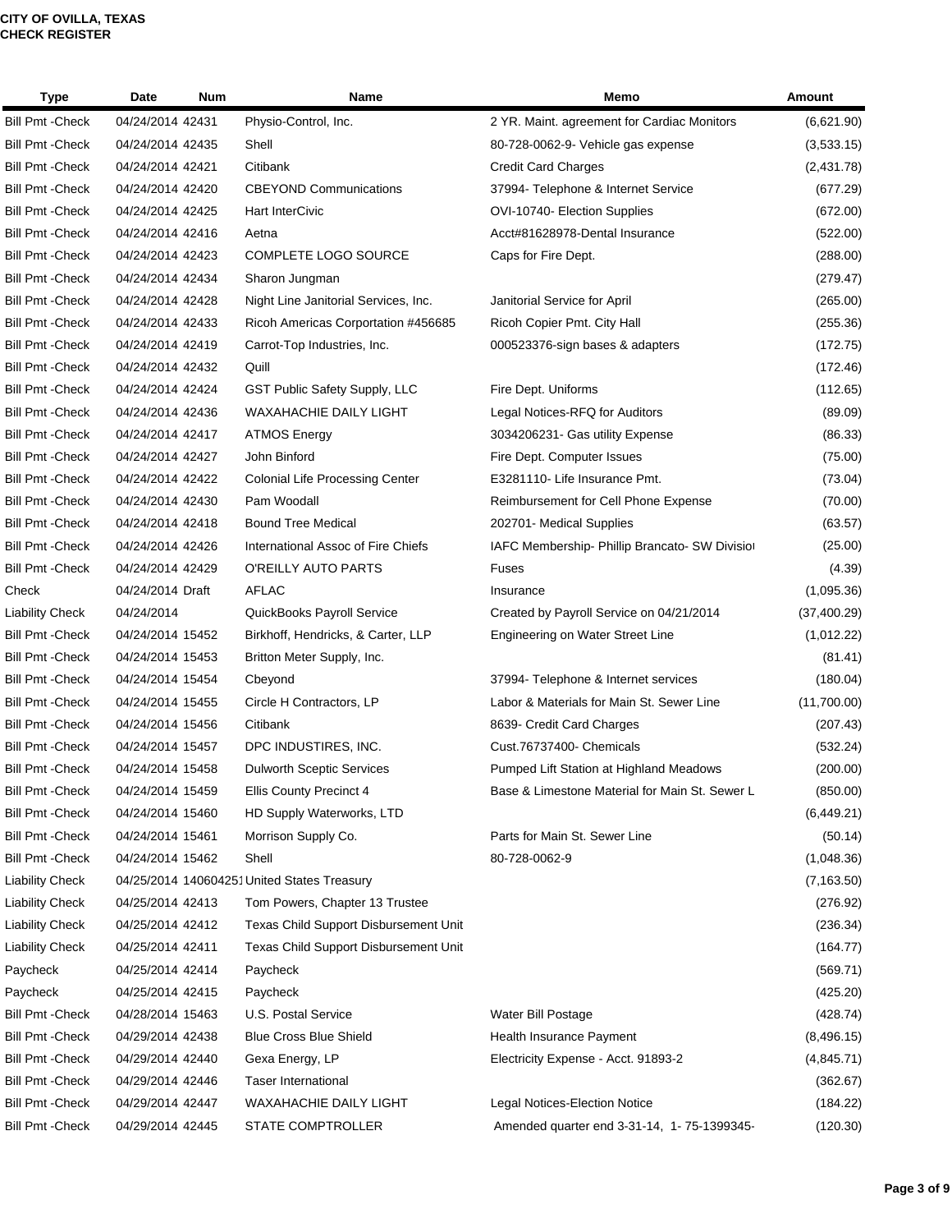**CITY OF OVILLA, TEXAS**
**CHECK REGISTER**

| Type | Date | Num | Name | Memo | Amount |
|---|---|---|---|---|---|
| Bill Pmt -Check | 04/24/2014 | 42431 | Physio-Control, Inc. | 2 YR. Maint. agreement for Cardiac Monitors | (6,621.90) |
| Bill Pmt -Check | 04/24/2014 | 42435 | Shell | 80-728-0062-9- Vehicle gas expense | (3,533.15) |
| Bill Pmt -Check | 04/24/2014 | 42421 | Citibank | Credit Card Charges | (2,431.78) |
| Bill Pmt -Check | 04/24/2014 | 42420 | CBEYOND Communications | 37994- Telephone & Internet Service | (677.29) |
| Bill Pmt -Check | 04/24/2014 | 42425 | Hart InterCivic | OVI-10740- Election Supplies | (672.00) |
| Bill Pmt -Check | 04/24/2014 | 42416 | Aetna | Acct#81628978-Dental Insurance | (522.00) |
| Bill Pmt -Check | 04/24/2014 | 42423 | COMPLETE LOGO SOURCE | Caps for Fire Dept. | (288.00) |
| Bill Pmt -Check | 04/24/2014 | 42434 | Sharon Jungman | | (279.47) |
| Bill Pmt -Check | 04/24/2014 | 42428 | Night Line Janitorial Services, Inc. | Janitorial Service for April | (265.00) |
| Bill Pmt -Check | 04/24/2014 | 42433 | Ricoh Americas Corportation #456685 | Ricoh Copier Pmt. City Hall | (255.36) |
| Bill Pmt -Check | 04/24/2014 | 42419 | Carrot-Top Industries, Inc. | 000523376-sign bases & adapters | (172.75) |
| Bill Pmt -Check | 04/24/2014 | 42432 | Quill | | (172.46) |
| Bill Pmt -Check | 04/24/2014 | 42424 | GST Public Safety Supply, LLC | Fire Dept. Uniforms | (112.65) |
| Bill Pmt -Check | 04/24/2014 | 42436 | WAXAHACHIE DAILY LIGHT | Legal Notices-RFQ for Auditors | (89.09) |
| Bill Pmt -Check | 04/24/2014 | 42417 | ATMOS Energy | 3034206231- Gas utility Expense | (86.33) |
| Bill Pmt -Check | 04/24/2014 | 42427 | John Binford | Fire Dept. Computer Issues | (75.00) |
| Bill Pmt -Check | 04/24/2014 | 42422 | Colonial Life Processing Center | E3281110- Life Insurance Pmt. | (73.04) |
| Bill Pmt -Check | 04/24/2014 | 42430 | Pam Woodall | Reimbursement for Cell Phone Expense | (70.00) |
| Bill Pmt -Check | 04/24/2014 | 42418 | Bound Tree Medical | 202701- Medical Supplies | (63.57) |
| Bill Pmt -Check | 04/24/2014 | 42426 | International Assoc of Fire Chiefs | IAFC Membership- Phillip Brancato- SW Divisio | (25.00) |
| Bill Pmt -Check | 04/24/2014 | 42429 | O'REILLY AUTO PARTS | Fuses | (4.39) |
| Check | 04/24/2014 | Draft | AFLAC | Insurance | (1,095.36) |
| Liability Check | 04/24/2014 | | QuickBooks Payroll Service | Created by Payroll Service on 04/21/2014 | (37,400.29) |
| Bill Pmt -Check | 04/24/2014 | 15452 | Birkhoff, Hendricks, & Carter, LLP | Engineering on Water Street Line | (1,012.22) |
| Bill Pmt -Check | 04/24/2014 | 15453 | Britton Meter Supply, Inc. | | (81.41) |
| Bill Pmt -Check | 04/24/2014 | 15454 | Cbeyond | 37994- Telephone & Internet services | (180.04) |
| Bill Pmt -Check | 04/24/2014 | 15455 | Circle H Contractors, LP | Labor & Materials for Main St. Sewer Line | (11,700.00) |
| Bill Pmt -Check | 04/24/2014 | 15456 | Citibank | 8639- Credit Card Charges | (207.43) |
| Bill Pmt -Check | 04/24/2014 | 15457 | DPC INDUSTIRES, INC. | Cust.76737400- Chemicals | (532.24) |
| Bill Pmt -Check | 04/24/2014 | 15458 | Dulworth Sceptic Services | Pumped Lift Station at Highland Meadows | (200.00) |
| Bill Pmt -Check | 04/24/2014 | 15459 | Ellis County Precinct 4 | Base & Limestone Material for Main St. Sewer L | (850.00) |
| Bill Pmt -Check | 04/24/2014 | 15460 | HD Supply Waterworks, LTD | | (6,449.21) |
| Bill Pmt -Check | 04/24/2014 | 15461 | Morrison Supply Co. | Parts for Main St. Sewer Line | (50.14) |
| Bill Pmt -Check | 04/24/2014 | 15462 | Shell | 80-728-0062-9 | (1,048.36) |
| Liability Check | 04/25/2014 | 140604251 | United States Treasury | | (7,163.50) |
| Liability Check | 04/25/2014 | 42413 | Tom Powers, Chapter 13 Trustee | | (276.92) |
| Liability Check | 04/25/2014 | 42412 | Texas Child Support Disbursement Unit | | (236.34) |
| Liability Check | 04/25/2014 | 42411 | Texas Child Support Disbursement Unit | | (164.77) |
| Paycheck | 04/25/2014 | 42414 | Paycheck | | (569.71) |
| Paycheck | 04/25/2014 | 42415 | Paycheck | | (425.20) |
| Bill Pmt -Check | 04/28/2014 | 15463 | U.S. Postal Service | Water Bill Postage | (428.74) |
| Bill Pmt -Check | 04/29/2014 | 42438 | Blue Cross Blue Shield | Health Insurance Payment | (8,496.15) |
| Bill Pmt -Check | 04/29/2014 | 42440 | Gexa Energy, LP | Electricity Expense - Acct. 91893-2 | (4,845.71) |
| Bill Pmt -Check | 04/29/2014 | 42446 | Taser International | | (362.67) |
| Bill Pmt -Check | 04/29/2014 | 42447 | WAXAHACHIE DAILY LIGHT | Legal Notices-Election Notice | (184.22) |
| Bill Pmt -Check | 04/29/2014 | 42445 | STATE COMPTROLLER | Amended quarter end 3-31-14, 1- 75-1399345- | (120.30) |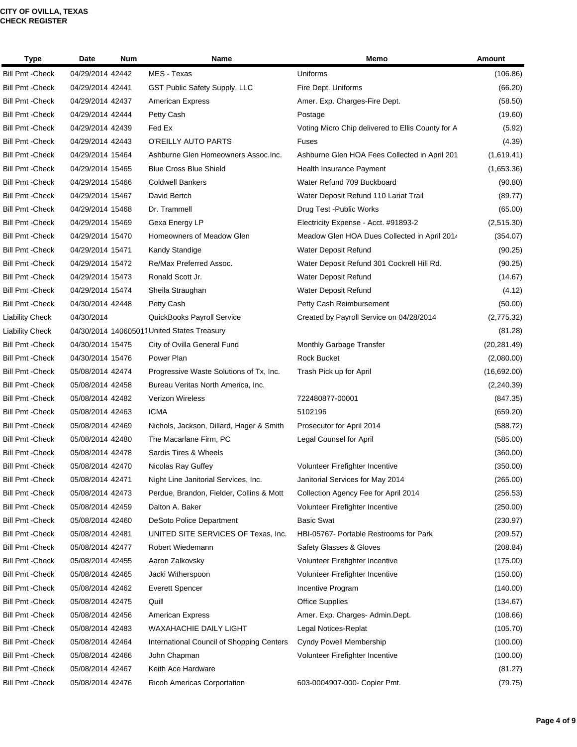**CITY OF OVILLA, TEXAS**
**CHECK REGISTER**

| Type | Date | Num | Name | Memo | Amount |
|---|---|---|---|---|---|
| Bill Pmt -Check | 04/29/2014 | 42442 | MES - Texas | Uniforms | (106.86) |
| Bill Pmt -Check | 04/29/2014 | 42441 | GST Public Safety Supply, LLC | Fire Dept. Uniforms | (66.20) |
| Bill Pmt -Check | 04/29/2014 | 42437 | American Express | Amer. Exp. Charges-Fire Dept. | (58.50) |
| Bill Pmt -Check | 04/29/2014 | 42444 | Petty Cash | Postage | (19.60) |
| Bill Pmt -Check | 04/29/2014 | 42439 | Fed Ex | Voting Micro Chip delivered to Ellis County for A | (5.92) |
| Bill Pmt -Check | 04/29/2014 | 42443 | O'REILLY AUTO PARTS | Fuses | (4.39) |
| Bill Pmt -Check | 04/29/2014 | 15464 | Ashburne Glen Homeowners Assoc.Inc. | Ashburne Glen HOA Fees Collected in April 201 | (1,619.41) |
| Bill Pmt -Check | 04/29/2014 | 15465 | Blue Cross Blue Shield | Health Insurance Payment | (1,653.36) |
| Bill Pmt -Check | 04/29/2014 | 15466 | Coldwell Bankers | Water Refund 709 Buckboard | (90.80) |
| Bill Pmt -Check | 04/29/2014 | 15467 | David Bertch | Water Deposit Refund 110 Lariat Trail | (89.77) |
| Bill Pmt -Check | 04/29/2014 | 15468 | Dr. Trammell | Drug Test -Public Works | (65.00) |
| Bill Pmt -Check | 04/29/2014 | 15469 | Gexa Energy LP | Electricity Expense - Acct. #91893-2 | (2,515.30) |
| Bill Pmt -Check | 04/29/2014 | 15470 | Homeowners of Meadow Glen | Meadow Glen HOA Dues Collected in April 2014 | (354.07) |
| Bill Pmt -Check | 04/29/2014 | 15471 | Kandy Standige | Water Deposit Refund | (90.25) |
| Bill Pmt -Check | 04/29/2014 | 15472 | Re/Max Preferred Assoc. | Water Deposit Refund 301 Cockrell Hill Rd. | (90.25) |
| Bill Pmt -Check | 04/29/2014 | 15473 | Ronald Scott Jr. | Water Deposit Refund | (14.67) |
| Bill Pmt -Check | 04/29/2014 | 15474 | Sheila Straughan | Water Deposit Refund | (4.12) |
| Bill Pmt -Check | 04/30/2014 | 42448 | Petty Cash | Petty Cash Reimbursement | (50.00) |
| Liability Check | 04/30/2014 | | QuickBooks Payroll Service | Created by Payroll Service on 04/28/2014 | (2,775.32) |
| Liability Check | 04/30/2014 | 14060501 | United States Treasury | | (81.28) |
| Bill Pmt -Check | 04/30/2014 | 15475 | City of Ovilla General Fund | Monthly Garbage Transfer | (20,281.49) |
| Bill Pmt -Check | 04/30/2014 | 15476 | Power Plan | Rock Bucket | (2,080.00) |
| Bill Pmt -Check | 05/08/2014 | 42474 | Progressive Waste Solutions of Tx, Inc. | Trash Pick up for April | (16,692.00) |
| Bill Pmt -Check | 05/08/2014 | 42458 | Bureau Veritas North America, Inc. | | (2,240.39) |
| Bill Pmt -Check | 05/08/2014 | 42482 | Verizon Wireless | 722480877-00001 | (847.35) |
| Bill Pmt -Check | 05/08/2014 | 42463 | ICMA | 5102196 | (659.20) |
| Bill Pmt -Check | 05/08/2014 | 42469 | Nichols, Jackson, Dillard, Hager & Smith | Prosecutor for April 2014 | (588.72) |
| Bill Pmt -Check | 05/08/2014 | 42480 | The Macarlane Firm, PC | Legal Counsel for April | (585.00) |
| Bill Pmt -Check | 05/08/2014 | 42478 | Sardis Tires & Wheels | | (360.00) |
| Bill Pmt -Check | 05/08/2014 | 42470 | Nicolas Ray Guffey | Volunteer Firefighter Incentive | (350.00) |
| Bill Pmt -Check | 05/08/2014 | 42471 | Night Line Janitorial Services, Inc. | Janitorial Services for May 2014 | (265.00) |
| Bill Pmt -Check | 05/08/2014 | 42473 | Perdue, Brandon, Fielder, Collins & Mott | Collection Agency Fee for April 2014 | (256.53) |
| Bill Pmt -Check | 05/08/2014 | 42459 | Dalton A. Baker | Volunteer Firefighter Incentive | (250.00) |
| Bill Pmt -Check | 05/08/2014 | 42460 | DeSoto Police Department | Basic Swat | (230.97) |
| Bill Pmt -Check | 05/08/2014 | 42481 | UNITED SITE SERVICES OF Texas, Inc. | HBI-05767- Portable Restrooms for Park | (209.57) |
| Bill Pmt -Check | 05/08/2014 | 42477 | Robert Wiedemann | Safety Glasses & Gloves | (208.84) |
| Bill Pmt -Check | 05/08/2014 | 42455 | Aaron Zalkovsky | Volunteer Firefighter Incentive | (175.00) |
| Bill Pmt -Check | 05/08/2014 | 42465 | Jacki Witherspoon | Volunteer Firefighter Incentive | (150.00) |
| Bill Pmt -Check | 05/08/2014 | 42462 | Everett Spencer | Incentive Program | (140.00) |
| Bill Pmt -Check | 05/08/2014 | 42475 | Quill | Office Supplies | (134.67) |
| Bill Pmt -Check | 05/08/2014 | 42456 | American Express | Amer. Exp. Charges- Admin.Dept. | (108.66) |
| Bill Pmt -Check | 05/08/2014 | 42483 | WAXAHACHIE DAILY LIGHT | Legal Notices-Replat | (105.70) |
| Bill Pmt -Check | 05/08/2014 | 42464 | International Council of Shopping Centers | Cyndy Powell Membership | (100.00) |
| Bill Pmt -Check | 05/08/2014 | 42466 | John Chapman | Volunteer Firefighter Incentive | (100.00) |
| Bill Pmt -Check | 05/08/2014 | 42467 | Keith Ace Hardware | | (81.27) |
| Bill Pmt -Check | 05/08/2014 | 42476 | Ricoh Americas Corportation | 603-0004907-000- Copier Pmt. | (79.75) |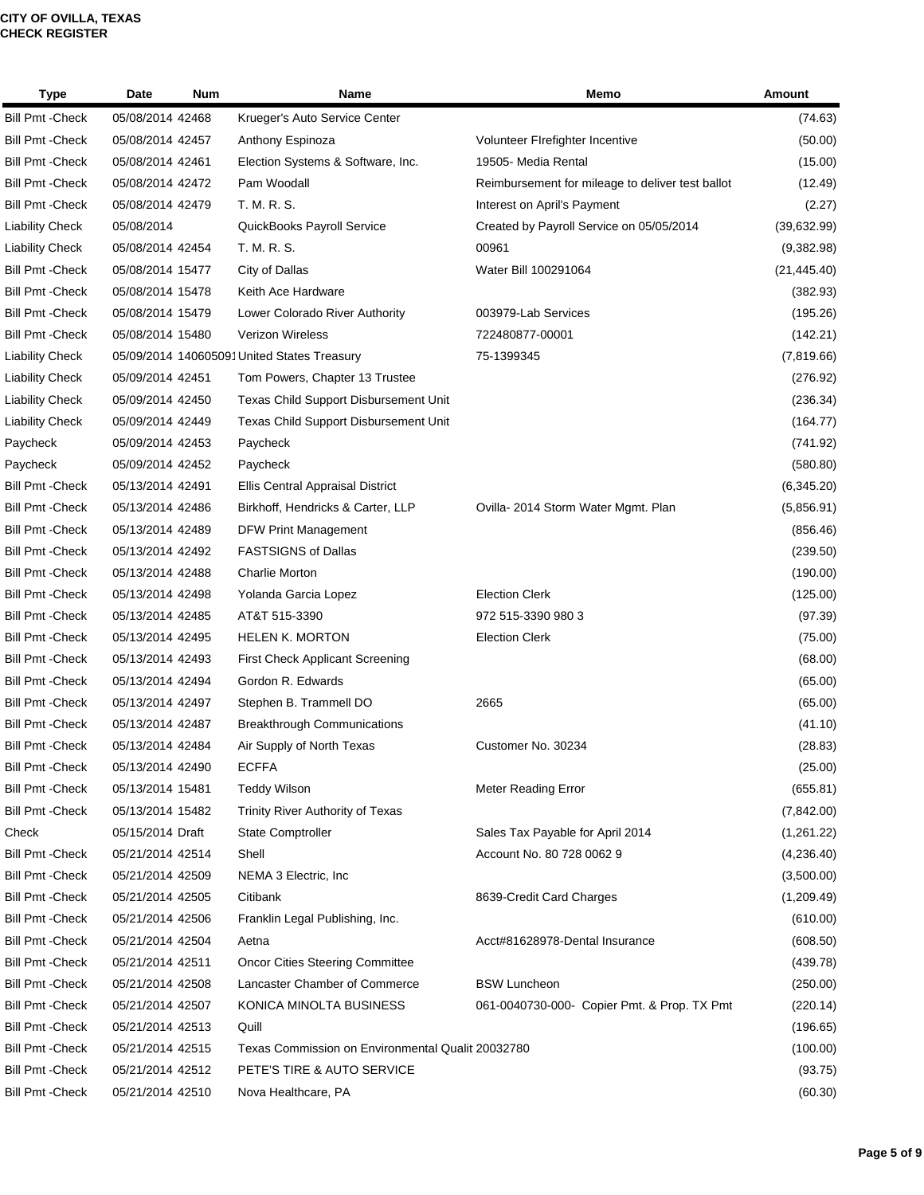**CITY OF OVILLA, TEXAS**
**CHECK REGISTER**

| Type | Date | Num | Name | Memo | Amount |
|---|---|---|---|---|---|
| Bill Pmt -Check | 05/08/2014 | 42468 | Krueger's Auto Service Center | | (74.63) |
| Bill Pmt -Check | 05/08/2014 | 42457 | Anthony Espinoza | Volunteer FIrefighter Incentive | (50.00) |
| Bill Pmt -Check | 05/08/2014 | 42461 | Election Systems & Software, Inc. | 19505- Media Rental | (15.00) |
| Bill Pmt -Check | 05/08/2014 | 42472 | Pam Woodall | Reimbursement for mileage to deliver test ballot | (12.49) |
| Bill Pmt -Check | 05/08/2014 | 42479 | T. M. R. S. | Interest on April's Payment | (2.27) |
| Liability Check | 05/08/2014 | | QuickBooks Payroll Service | Created by Payroll Service on 05/05/2014 | (39,632.99) |
| Liability Check | 05/08/2014 | 42454 | T. M. R. S. | 00961 | (9,382.98) |
| Bill Pmt -Check | 05/08/2014 | 15477 | City of Dallas | Water Bill 100291064 | (21,445.40) |
| Bill Pmt -Check | 05/08/2014 | 15478 | Keith Ace Hardware | | (382.93) |
| Bill Pmt -Check | 05/08/2014 | 15479 | Lower Colorado River Authority | 003979-Lab Services | (195.26) |
| Bill Pmt -Check | 05/08/2014 | 15480 | Verizon Wireless | 722480877-00001 | (142.21) |
| Liability Check | 05/09/2014 | 140605091 | United States Treasury | 75-1399345 | (7,819.66) |
| Liability Check | 05/09/2014 | 42451 | Tom Powers, Chapter 13 Trustee | | (276.92) |
| Liability Check | 05/09/2014 | 42450 | Texas Child Support Disbursement Unit | | (236.34) |
| Liability Check | 05/09/2014 | 42449 | Texas Child Support Disbursement Unit | | (164.77) |
| Paycheck | 05/09/2014 | 42453 | Paycheck | | (741.92) |
| Paycheck | 05/09/2014 | 42452 | Paycheck | | (580.80) |
| Bill Pmt -Check | 05/13/2014 | 42491 | Ellis Central Appraisal District | | (6,345.20) |
| Bill Pmt -Check | 05/13/2014 | 42486 | Birkhoff, Hendricks & Carter, LLP | Ovilla- 2014 Storm Water Mgmt. Plan | (5,856.91) |
| Bill Pmt -Check | 05/13/2014 | 42489 | DFW Print Management | | (856.46) |
| Bill Pmt -Check | 05/13/2014 | 42492 | FASTSIGNS of Dallas | | (239.50) |
| Bill Pmt -Check | 05/13/2014 | 42488 | Charlie Morton | | (190.00) |
| Bill Pmt -Check | 05/13/2014 | 42498 | Yolanda Garcia Lopez | Election Clerk | (125.00) |
| Bill Pmt -Check | 05/13/2014 | 42485 | AT&T 515-3390 | 972 515-3390 980 3 | (97.39) |
| Bill Pmt -Check | 05/13/2014 | 42495 | HELEN K. MORTON | Election Clerk | (75.00) |
| Bill Pmt -Check | 05/13/2014 | 42493 | First Check Applicant Screening | | (68.00) |
| Bill Pmt -Check | 05/13/2014 | 42494 | Gordon R. Edwards | | (65.00) |
| Bill Pmt -Check | 05/13/2014 | 42497 | Stephen B. Trammell DO | 2665 | (65.00) |
| Bill Pmt -Check | 05/13/2014 | 42487 | Breakthrough Communications | | (41.10) |
| Bill Pmt -Check | 05/13/2014 | 42484 | Air Supply of North Texas | Customer No. 30234 | (28.83) |
| Bill Pmt -Check | 05/13/2014 | 42490 | ECFFA | | (25.00) |
| Bill Pmt -Check | 05/13/2014 | 15481 | Teddy Wilson | Meter Reading Error | (655.81) |
| Bill Pmt -Check | 05/13/2014 | 15482 | Trinity River Authority of Texas | | (7,842.00) |
| Check | 05/15/2014 | Draft | State Comptroller | Sales Tax Payable for April 2014 | (1,261.22) |
| Bill Pmt -Check | 05/21/2014 | 42514 | Shell | Account No. 80 728 0062 9 | (4,236.40) |
| Bill Pmt -Check | 05/21/2014 | 42509 | NEMA 3 Electric, Inc | | (3,500.00) |
| Bill Pmt -Check | 05/21/2014 | 42505 | Citibank | 8639-Credit Card Charges | (1,209.49) |
| Bill Pmt -Check | 05/21/2014 | 42506 | Franklin Legal Publishing, Inc. | | (610.00) |
| Bill Pmt -Check | 05/21/2014 | 42504 | Aetna | Acct#81628978-Dental Insurance | (608.50) |
| Bill Pmt -Check | 05/21/2014 | 42511 | Oncor Cities Steering Committee | | (439.78) |
| Bill Pmt -Check | 05/21/2014 | 42508 | Lancaster Chamber of Commerce | BSW Luncheon | (250.00) |
| Bill Pmt -Check | 05/21/2014 | 42507 | KONICA MINOLTA BUSINESS | 061-0040730-000- Copier Pmt. & Prop. TX Pmt | (220.14) |
| Bill Pmt -Check | 05/21/2014 | 42513 | Quill | | (196.65) |
| Bill Pmt -Check | 05/21/2014 | 42515 | Texas Commission on Environmental Qualit | 20032780 | (100.00) |
| Bill Pmt -Check | 05/21/2014 | 42512 | PETE'S TIRE & AUTO SERVICE | | (93.75) |
| Bill Pmt -Check | 05/21/2014 | 42510 | Nova Healthcare, PA | | (60.30) |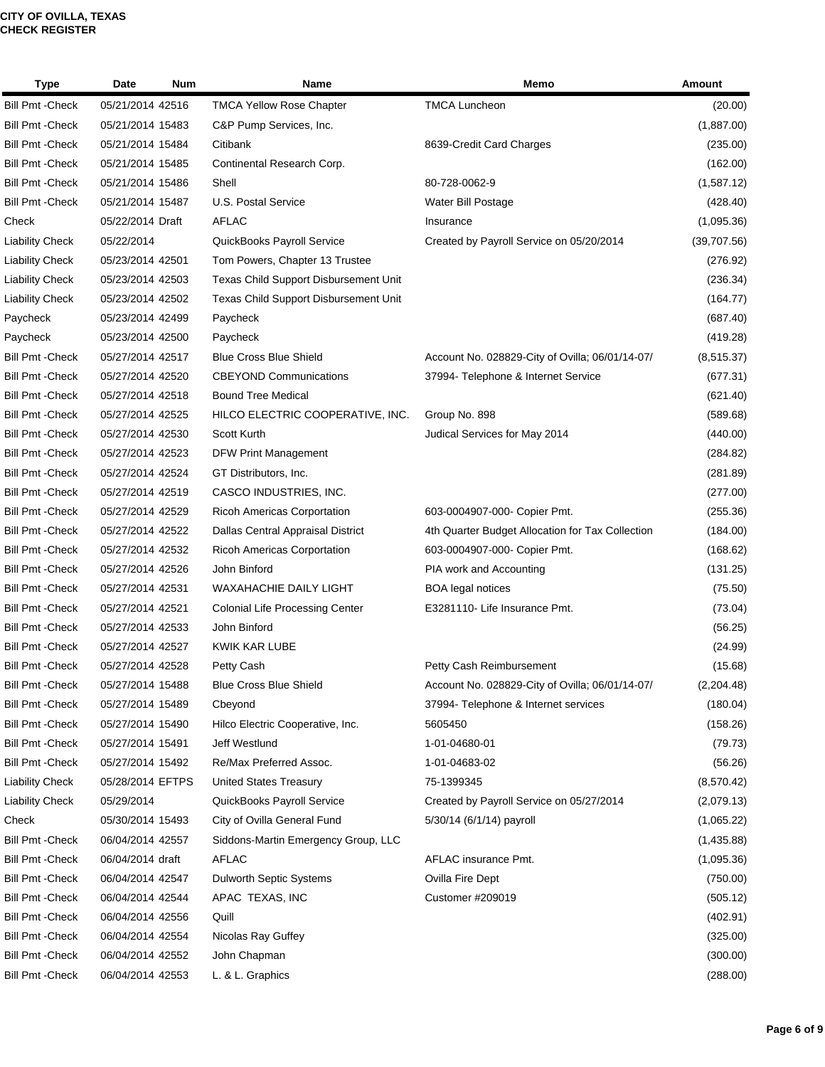**CITY OF OVILLA, TEXAS**
**CHECK REGISTER**

| Type | Date | Num | Name | Memo | Amount |
|---|---|---|---|---|---|
| Bill Pmt -Check | 05/21/2014 | 42516 | TMCA Yellow Rose Chapter | TMCA Luncheon | (20.00) |
| Bill Pmt -Check | 05/21/2014 | 15483 | C&P Pump Services, Inc. | | (1,887.00) |
| Bill Pmt -Check | 05/21/2014 | 15484 | Citibank | 8639-Credit Card Charges | (235.00) |
| Bill Pmt -Check | 05/21/2014 | 15485 | Continental Research Corp. | | (162.00) |
| Bill Pmt -Check | 05/21/2014 | 15486 | Shell | 80-728-0062-9 | (1,587.12) |
| Bill Pmt -Check | 05/21/2014 | 15487 | U.S. Postal Service | Water Bill Postage | (428.40) |
| Check | 05/22/2014 | Draft | AFLAC | Insurance | (1,095.36) |
| Liability Check | 05/22/2014 | | QuickBooks Payroll Service | Created by Payroll Service on 05/20/2014 | (39,707.56) |
| Liability Check | 05/23/2014 | 42501 | Tom Powers, Chapter 13 Trustee | | (276.92) |
| Liability Check | 05/23/2014 | 42503 | Texas Child Support Disbursement Unit | | (236.34) |
| Liability Check | 05/23/2014 | 42502 | Texas Child Support Disbursement Unit | | (164.77) |
| Paycheck | 05/23/2014 | 42499 | Paycheck | | (687.40) |
| Paycheck | 05/23/2014 | 42500 | Paycheck | | (419.28) |
| Bill Pmt -Check | 05/27/2014 | 42517 | Blue Cross Blue Shield | Account No. 028829-City of Ovilla; 06/01/14-07/ | (8,515.37) |
| Bill Pmt -Check | 05/27/2014 | 42520 | CBEYOND Communications | 37994- Telephone & Internet Service | (677.31) |
| Bill Pmt -Check | 05/27/2014 | 42518 | Bound Tree Medical | | (621.40) |
| Bill Pmt -Check | 05/27/2014 | 42525 | HILCO ELECTRIC COOPERATIVE, INC. | Group No. 898 | (589.68) |
| Bill Pmt -Check | 05/27/2014 | 42530 | Scott Kurth | Judical Services for May 2014 | (440.00) |
| Bill Pmt -Check | 05/27/2014 | 42523 | DFW Print Management | | (284.82) |
| Bill Pmt -Check | 05/27/2014 | 42524 | GT Distributors, Inc. | | (281.89) |
| Bill Pmt -Check | 05/27/2014 | 42519 | CASCO INDUSTRIES, INC. | | (277.00) |
| Bill Pmt -Check | 05/27/2014 | 42529 | Ricoh Americas Corportation | 603-0004907-000- Copier Pmt. | (255.36) |
| Bill Pmt -Check | 05/27/2014 | 42522 | Dallas Central Appraisal District | 4th Quarter Budget Allocation for Tax Collection | (184.00) |
| Bill Pmt -Check | 05/27/2014 | 42532 | Ricoh Americas Corportation | 603-0004907-000- Copier Pmt. | (168.62) |
| Bill Pmt -Check | 05/27/2014 | 42526 | John Binford | PIA work and Accounting | (131.25) |
| Bill Pmt -Check | 05/27/2014 | 42531 | WAXAHACHIE DAILY LIGHT | BOA legal notices | (75.50) |
| Bill Pmt -Check | 05/27/2014 | 42521 | Colonial Life Processing Center | E3281110- Life Insurance Pmt. | (73.04) |
| Bill Pmt -Check | 05/27/2014 | 42533 | John Binford | | (56.25) |
| Bill Pmt -Check | 05/27/2014 | 42527 | KWIK KAR LUBE | | (24.99) |
| Bill Pmt -Check | 05/27/2014 | 42528 | Petty Cash | Petty Cash Reimbursement | (15.68) |
| Bill Pmt -Check | 05/27/2014 | 15488 | Blue Cross Blue Shield | Account No. 028829-City of Ovilla; 06/01/14-07/ | (2,204.48) |
| Bill Pmt -Check | 05/27/2014 | 15489 | Cbeyond | 37994- Telephone & Internet services | (180.04) |
| Bill Pmt -Check | 05/27/2014 | 15490 | Hilco Electric Cooperative, Inc. | 5605450 | (158.26) |
| Bill Pmt -Check | 05/27/2014 | 15491 | Jeff Westlund | 1-01-04680-01 | (79.73) |
| Bill Pmt -Check | 05/27/2014 | 15492 | Re/Max Preferred Assoc. | 1-01-04683-02 | (56.26) |
| Liability Check | 05/28/2014 | EFTPS | United States Treasury | 75-1399345 | (8,570.42) |
| Liability Check | 05/29/2014 | | QuickBooks Payroll Service | Created by Payroll Service on 05/27/2014 | (2,079.13) |
| Check | 05/30/2014 | 15493 | City of Ovilla General Fund | 5/30/14 (6/1/14) payroll | (1,065.22) |
| Bill Pmt -Check | 06/04/2014 | 42557 | Siddons-Martin Emergency Group, LLC | | (1,435.88) |
| Bill Pmt -Check | 06/04/2014 | draft | AFLAC | AFLAC insurance Pmt. | (1,095.36) |
| Bill Pmt -Check | 06/04/2014 | 42547 | Dulworth Septic Systems | Ovilla Fire Dept | (750.00) |
| Bill Pmt -Check | 06/04/2014 | 42544 | APAC TEXAS, INC | Customer #209019 | (505.12) |
| Bill Pmt -Check | 06/04/2014 | 42556 | Quill | | (402.91) |
| Bill Pmt -Check | 06/04/2014 | 42554 | Nicolas Ray Guffey | | (325.00) |
| Bill Pmt -Check | 06/04/2014 | 42552 | John Chapman | | (300.00) |
| Bill Pmt -Check | 06/04/2014 | 42553 | L. & L. Graphics | | (288.00) |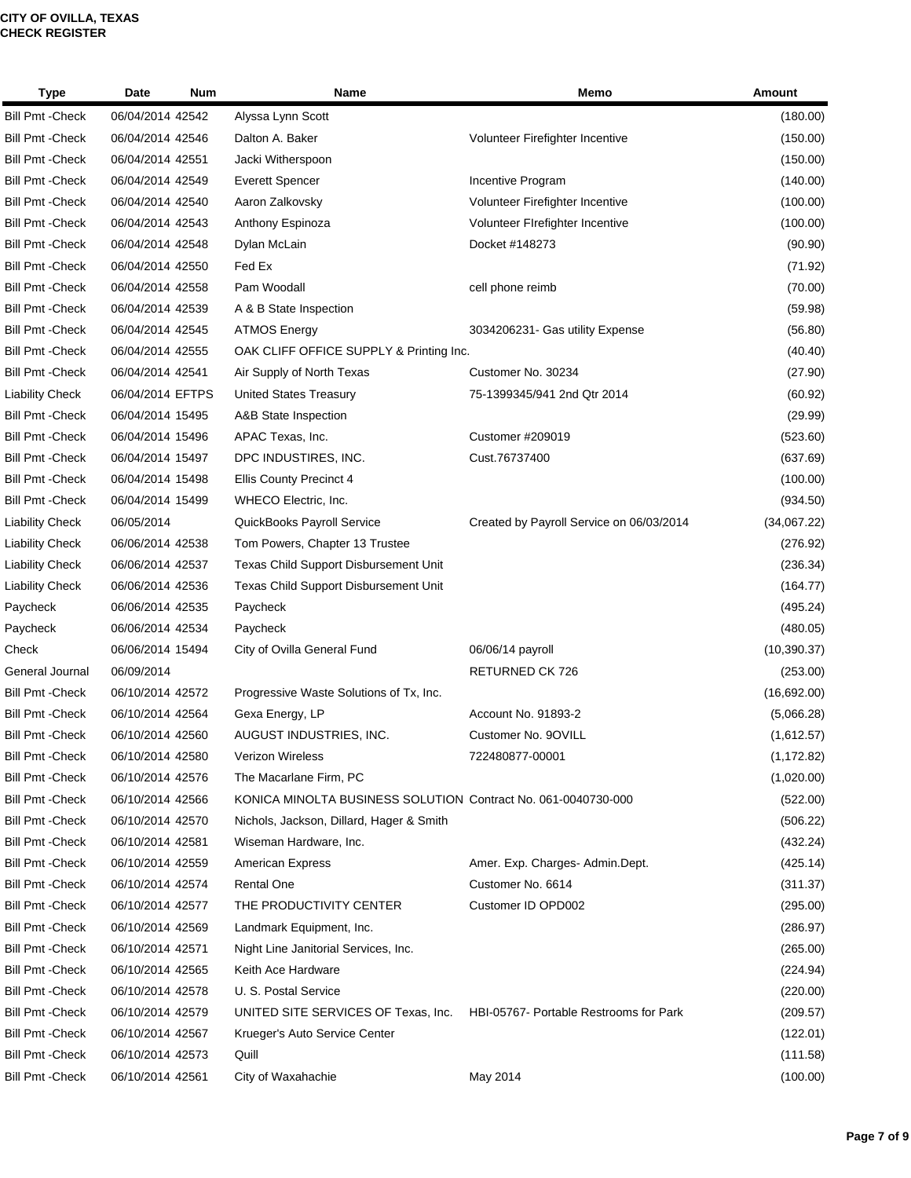**CITY OF OVILLA, TEXAS**
**CHECK REGISTER**

| Type | Date | Num | Name | Memo | Amount |
|---|---|---|---|---|---|
| Bill Pmt -Check | 06/04/2014 | 42542 | Alyssa Lynn Scott | | (180.00) |
| Bill Pmt -Check | 06/04/2014 | 42546 | Dalton A. Baker | Volunteer Firefighter Incentive | (150.00) |
| Bill Pmt -Check | 06/04/2014 | 42551 | Jacki Witherspoon | | (150.00) |
| Bill Pmt -Check | 06/04/2014 | 42549 | Everett Spencer | Incentive Program | (140.00) |
| Bill Pmt -Check | 06/04/2014 | 42540 | Aaron Zalkovsky | Volunteer Firefighter Incentive | (100.00) |
| Bill Pmt -Check | 06/04/2014 | 42543 | Anthony Espinoza | Volunteer FIrefighter Incentive | (100.00) |
| Bill Pmt -Check | 06/04/2014 | 42548 | Dylan McLain | Docket #148273 | (90.90) |
| Bill Pmt -Check | 06/04/2014 | 42550 | Fed Ex | | (71.92) |
| Bill Pmt -Check | 06/04/2014 | 42558 | Pam Woodall | cell phone reimb | (70.00) |
| Bill Pmt -Check | 06/04/2014 | 42539 | A & B State Inspection | | (59.98) |
| Bill Pmt -Check | 06/04/2014 | 42545 | ATMOS Energy | 3034206231- Gas utility Expense | (56.80) |
| Bill Pmt -Check | 06/04/2014 | 42555 | OAK CLIFF OFFICE SUPPLY & Printing Inc. | | (40.40) |
| Bill Pmt -Check | 06/04/2014 | 42541 | Air Supply of North Texas | Customer No. 30234 | (27.90) |
| Liability Check | 06/04/2014 | EFTPS | United States Treasury | 75-1399345/941 2nd Qtr 2014 | (60.92) |
| Bill Pmt -Check | 06/04/2014 | 15495 | A&B State Inspection | | (29.99) |
| Bill Pmt -Check | 06/04/2014 | 15496 | APAC Texas, Inc. | Customer #209019 | (523.60) |
| Bill Pmt -Check | 06/04/2014 | 15497 | DPC INDUSTIRES, INC. | Cust.76737400 | (637.69) |
| Bill Pmt -Check | 06/04/2014 | 15498 | Ellis County Precinct 4 | | (100.00) |
| Bill Pmt -Check | 06/04/2014 | 15499 | WHECO Electric, Inc. | | (934.50) |
| Liability Check | 06/05/2014 | | QuickBooks Payroll Service | Created by Payroll Service on 06/03/2014 | (34,067.22) |
| Liability Check | 06/06/2014 | 42538 | Tom Powers, Chapter 13 Trustee | | (276.92) |
| Liability Check | 06/06/2014 | 42537 | Texas Child Support Disbursement Unit | | (236.34) |
| Liability Check | 06/06/2014 | 42536 | Texas Child Support Disbursement Unit | | (164.77) |
| Paycheck | 06/06/2014 | 42535 | Paycheck | | (495.24) |
| Paycheck | 06/06/2014 | 42534 | Paycheck | | (480.05) |
| Check | 06/06/2014 | 15494 | City of Ovilla General Fund | 06/06/14 payroll | (10,390.37) |
| General Journal | 06/09/2014 | | | RETURNED CK 726 | (253.00) |
| Bill Pmt -Check | 06/10/2014 | 42572 | Progressive Waste Solutions of Tx, Inc. | | (16,692.00) |
| Bill Pmt -Check | 06/10/2014 | 42564 | Gexa Energy, LP | Account No. 91893-2 | (5,066.28) |
| Bill Pmt -Check | 06/10/2014 | 42560 | AUGUST INDUSTRIES, INC. | Customer No. 9OVILL | (1,612.57) |
| Bill Pmt -Check | 06/10/2014 | 42580 | Verizon Wireless | 722480877-00001 | (1,172.82) |
| Bill Pmt -Check | 06/10/2014 | 42576 | The Macarlane Firm, PC | | (1,020.00) |
| Bill Pmt -Check | 06/10/2014 | 42566 | KONICA MINOLTA BUSINESS SOLUTION | Contract No. 061-0040730-000 | (522.00) |
| Bill Pmt -Check | 06/10/2014 | 42570 | Nichols, Jackson, Dillard, Hager & Smith | | (506.22) |
| Bill Pmt -Check | 06/10/2014 | 42581 | Wiseman Hardware, Inc. | | (432.24) |
| Bill Pmt -Check | 06/10/2014 | 42559 | American Express | Amer. Exp. Charges- Admin.Dept. | (425.14) |
| Bill Pmt -Check | 06/10/2014 | 42574 | Rental One | Customer No. 6614 | (311.37) |
| Bill Pmt -Check | 06/10/2014 | 42577 | THE PRODUCTIVITY CENTER | Customer ID OPD002 | (295.00) |
| Bill Pmt -Check | 06/10/2014 | 42569 | Landmark Equipment, Inc. | | (286.97) |
| Bill Pmt -Check | 06/10/2014 | 42571 | Night Line Janitorial Services, Inc. | | (265.00) |
| Bill Pmt -Check | 06/10/2014 | 42565 | Keith Ace Hardware | | (224.94) |
| Bill Pmt -Check | 06/10/2014 | 42578 | U. S. Postal Service | | (220.00) |
| Bill Pmt -Check | 06/10/2014 | 42579 | UNITED SITE SERVICES OF Texas, Inc. | HBI-05767- Portable Restrooms for Park | (209.57) |
| Bill Pmt -Check | 06/10/2014 | 42567 | Krueger's Auto Service Center | | (122.01) |
| Bill Pmt -Check | 06/10/2014 | 42573 | Quill | | (111.58) |
| Bill Pmt -Check | 06/10/2014 | 42561 | City of Waxahachie | May 2014 | (100.00) |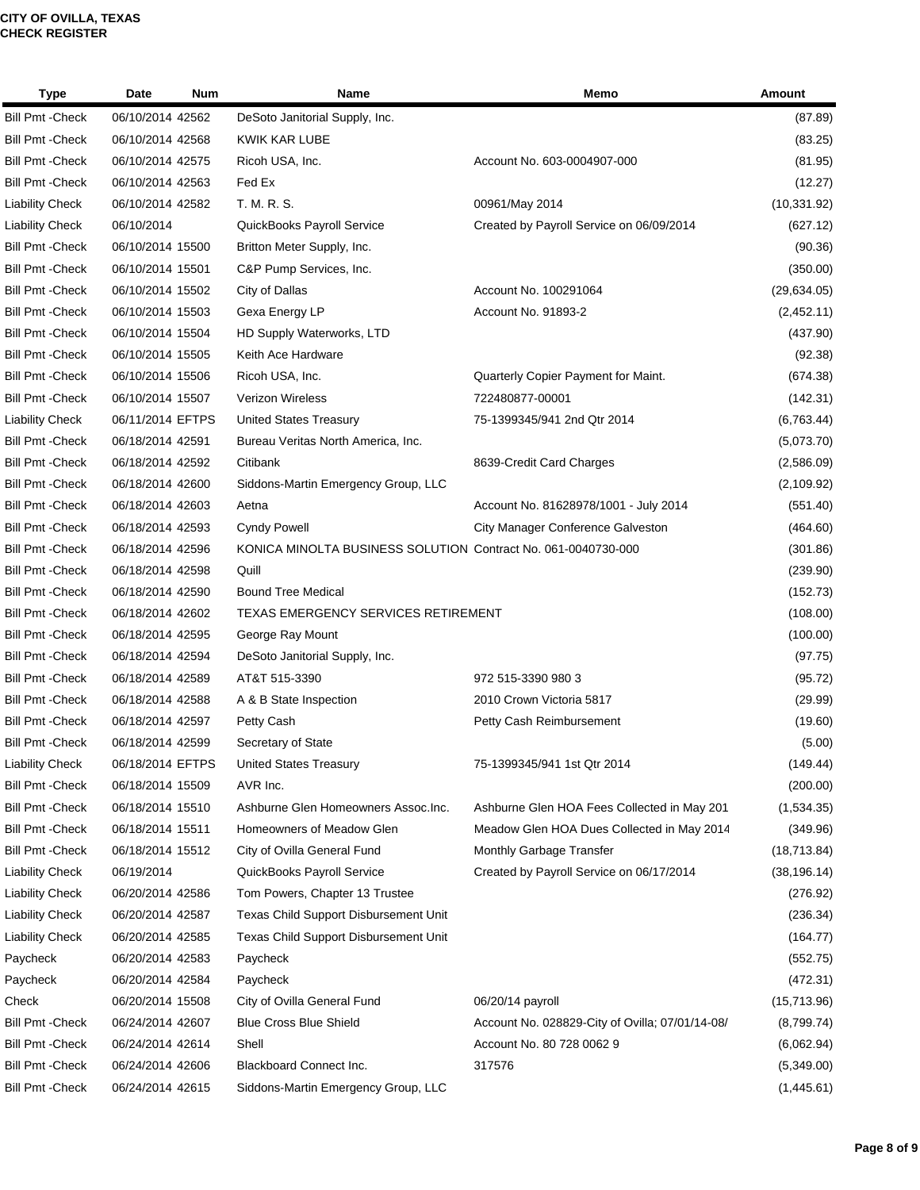**CITY OF OVILLA, TEXAS**
**CHECK REGISTER**

| Type | Date | Num | Name | Memo | Amount |
|---|---|---|---|---|---|
| Bill Pmt -Check | 06/10/2014 | 42562 | DeSoto Janitorial Supply, Inc. | | (87.89) |
| Bill Pmt -Check | 06/10/2014 | 42568 | KWIK KAR LUBE | | (83.25) |
| Bill Pmt -Check | 06/10/2014 | 42575 | Ricoh USA, Inc. | Account No. 603-0004907-000 | (81.95) |
| Bill Pmt -Check | 06/10/2014 | 42563 | Fed Ex | | (12.27) |
| Liability Check | 06/10/2014 | 42582 | T. M. R. S. | 00961/May 2014 | (10,331.92) |
| Liability Check | 06/10/2014 | | QuickBooks Payroll Service | Created by Payroll Service on 06/09/2014 | (627.12) |
| Bill Pmt -Check | 06/10/2014 | 15500 | Britton Meter Supply, Inc. | | (90.36) |
| Bill Pmt -Check | 06/10/2014 | 15501 | C&P Pump Services, Inc. | | (350.00) |
| Bill Pmt -Check | 06/10/2014 | 15502 | City of Dallas | Account No. 100291064 | (29,634.05) |
| Bill Pmt -Check | 06/10/2014 | 15503 | Gexa Energy LP | Account No. 91893-2 | (2,452.11) |
| Bill Pmt -Check | 06/10/2014 | 15504 | HD Supply Waterworks, LTD | | (437.90) |
| Bill Pmt -Check | 06/10/2014 | 15505 | Keith Ace Hardware | | (92.38) |
| Bill Pmt -Check | 06/10/2014 | 15506 | Ricoh USA, Inc. | Quarterly Copier Payment for Maint. | (674.38) |
| Bill Pmt -Check | 06/10/2014 | 15507 | Verizon Wireless | 722480877-00001 | (142.31) |
| Liability Check | 06/11/2014 | EFTPS | United States Treasury | 75-1399345/941 2nd Qtr 2014 | (6,763.44) |
| Bill Pmt -Check | 06/18/2014 | 42591 | Bureau Veritas North America, Inc. | | (5,073.70) |
| Bill Pmt -Check | 06/18/2014 | 42592 | Citibank | 8639-Credit Card Charges | (2,586.09) |
| Bill Pmt -Check | 06/18/2014 | 42600 | Siddons-Martin Emergency Group, LLC | | (2,109.92) |
| Bill Pmt -Check | 06/18/2014 | 42603 | Aetna | Account No. 81628978/1001 - July 2014 | (551.40) |
| Bill Pmt -Check | 06/18/2014 | 42593 | Cyndy Powell | City Manager Conference Galveston | (464.60) |
| Bill Pmt -Check | 06/18/2014 | 42596 | KONICA MINOLTA BUSINESS SOLUTION | Contract No. 061-0040730-000 | (301.86) |
| Bill Pmt -Check | 06/18/2014 | 42598 | Quill | | (239.90) |
| Bill Pmt -Check | 06/18/2014 | 42590 | Bound Tree Medical | | (152.73) |
| Bill Pmt -Check | 06/18/2014 | 42602 | TEXAS EMERGENCY SERVICES RETIREMENT | | (108.00) |
| Bill Pmt -Check | 06/18/2014 | 42595 | George Ray Mount | | (100.00) |
| Bill Pmt -Check | 06/18/2014 | 42594 | DeSoto Janitorial Supply, Inc. | | (97.75) |
| Bill Pmt -Check | 06/18/2014 | 42589 | AT&T 515-3390 | 972 515-3390 980 3 | (95.72) |
| Bill Pmt -Check | 06/18/2014 | 42588 | A & B State Inspection | 2010 Crown Victoria 5817 | (29.99) |
| Bill Pmt -Check | 06/18/2014 | 42597 | Petty Cash | Petty Cash Reimbursement | (19.60) |
| Bill Pmt -Check | 06/18/2014 | 42599 | Secretary of State | | (5.00) |
| Liability Check | 06/18/2014 | EFTPS | United States Treasury | 75-1399345/941 1st Qtr 2014 | (149.44) |
| Bill Pmt -Check | 06/18/2014 | 15509 | AVR Inc. | | (200.00) |
| Bill Pmt -Check | 06/18/2014 | 15510 | Ashburne Glen Homeowners Assoc.Inc. | Ashburne Glen HOA Fees Collected in May 201 | (1,534.35) |
| Bill Pmt -Check | 06/18/2014 | 15511 | Homeowners of Meadow Glen | Meadow Glen HOA Dues Collected in May 2014 | (349.96) |
| Bill Pmt -Check | 06/18/2014 | 15512 | City of Ovilla General Fund | Monthly Garbage Transfer | (18,713.84) |
| Liability Check | 06/19/2014 | | QuickBooks Payroll Service | Created by Payroll Service on 06/17/2014 | (38,196.14) |
| Liability Check | 06/20/2014 | 42586 | Tom Powers, Chapter 13 Trustee | | (276.92) |
| Liability Check | 06/20/2014 | 42587 | Texas Child Support Disbursement Unit | | (236.34) |
| Liability Check | 06/20/2014 | 42585 | Texas Child Support Disbursement Unit | | (164.77) |
| Paycheck | 06/20/2014 | 42583 | Paycheck | | (552.75) |
| Paycheck | 06/20/2014 | 42584 | Paycheck | | (472.31) |
| Check | 06/20/2014 | 15508 | City of Ovilla General Fund | 06/20/14 payroll | (15,713.96) |
| Bill Pmt -Check | 06/24/2014 | 42607 | Blue Cross Blue Shield | Account No. 028829-City of Ovilla; 07/01/14-08/ | (8,799.74) |
| Bill Pmt -Check | 06/24/2014 | 42614 | Shell | Account No. 80 728 0062 9 | (6,062.94) |
| Bill Pmt -Check | 06/24/2014 | 42606 | Blackboard Connect Inc. | 317576 | (5,349.00) |
| Bill Pmt -Check | 06/24/2014 | 42615 | Siddons-Martin Emergency Group, LLC | | (1,445.61) |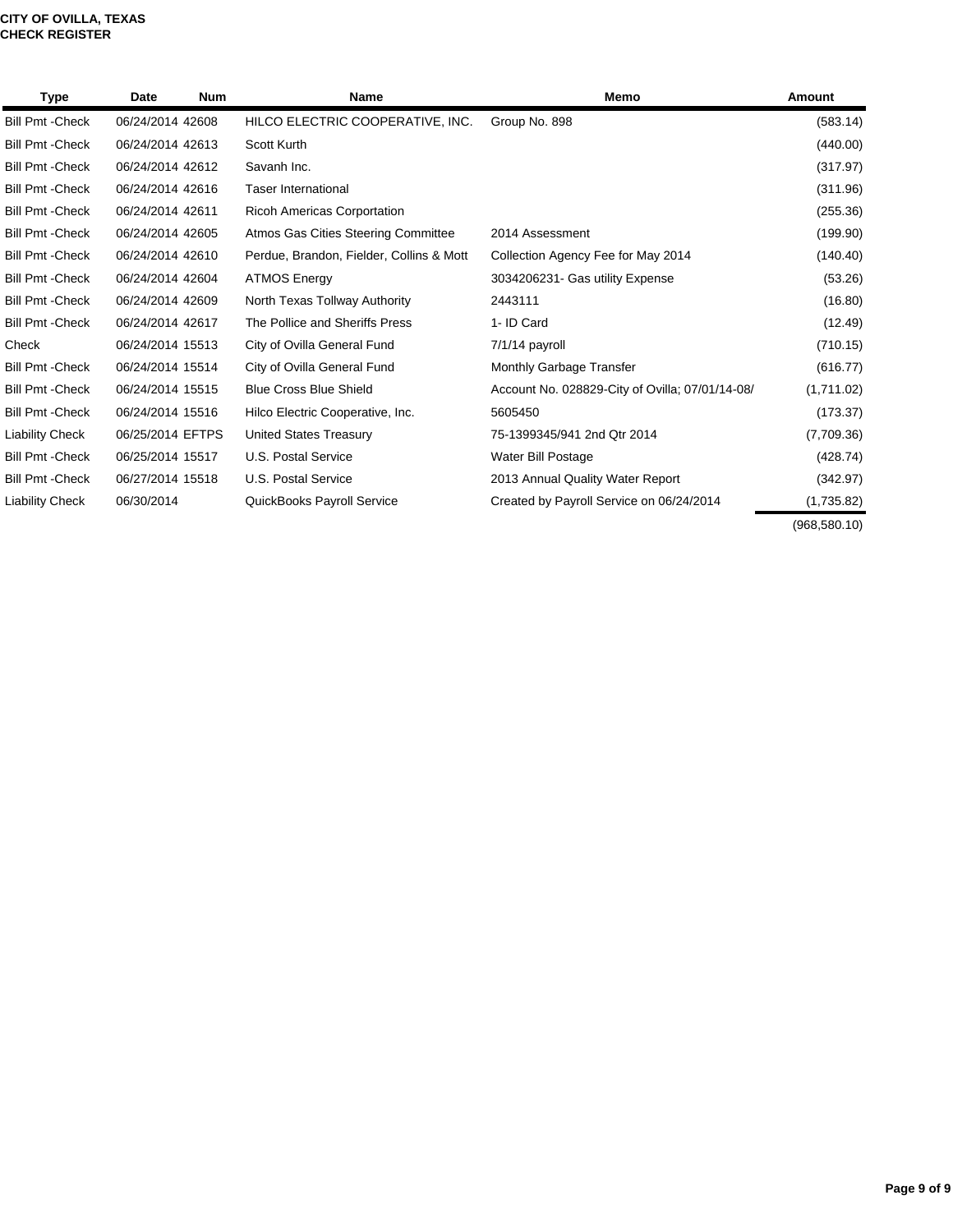**CITY OF OVILLA, TEXAS**
**CHECK REGISTER**

| Type | Date | Num | Name | Memo | Amount |
|---|---|---|---|---|---|
| Bill Pmt -Check | 06/24/2014 | 42608 | HILCO ELECTRIC COOPERATIVE, INC. | Group No. 898 | (583.14) |
| Bill Pmt -Check | 06/24/2014 | 42613 | Scott Kurth | | (440.00) |
| Bill Pmt -Check | 06/24/2014 | 42612 | Savanh Inc. | | (317.97) |
| Bill Pmt -Check | 06/24/2014 | 42616 | Taser International | | (311.96) |
| Bill Pmt -Check | 06/24/2014 | 42611 | Ricoh Americas Corportation | | (255.36) |
| Bill Pmt -Check | 06/24/2014 | 42605 | Atmos Gas Cities Steering Committee | 2014 Assessment | (199.90) |
| Bill Pmt -Check | 06/24/2014 | 42610 | Perdue, Brandon, Fielder, Collins & Mott | Collection Agency Fee for May 2014 | (140.40) |
| Bill Pmt -Check | 06/24/2014 | 42604 | ATMOS Energy | 3034206231- Gas utility Expense | (53.26) |
| Bill Pmt -Check | 06/24/2014 | 42609 | North Texas Tollway Authority | 2443111 | (16.80) |
| Bill Pmt -Check | 06/24/2014 | 42617 | The Pollice and Sheriffs Press | 1- ID Card | (12.49) |
| Check | 06/24/2014 | 15513 | City of Ovilla General Fund | 7/1/14 payroll | (710.15) |
| Bill Pmt -Check | 06/24/2014 | 15514 | City of Ovilla General Fund | Monthly Garbage Transfer | (616.77) |
| Bill Pmt -Check | 06/24/2014 | 15515 | Blue Cross Blue Shield | Account No. 028829-City of Ovilla; 07/01/14-08/ | (1,711.02) |
| Bill Pmt -Check | 06/24/2014 | 15516 | Hilco Electric Cooperative, Inc. | 5605450 | (173.37) |
| Liability Check | 06/25/2014 | EFTPS | United States Treasury | 75-1399345/941 2nd Qtr 2014 | (7,709.36) |
| Bill Pmt -Check | 06/25/2014 | 15517 | U.S. Postal Service | Water Bill Postage | (428.74) |
| Bill Pmt -Check | 06/27/2014 | 15518 | U.S. Postal Service | 2013 Annual Quality Water Report | (342.97) |
| Liability Check | 06/30/2014 | | QuickBooks Payroll Service | Created by Payroll Service on 06/24/2014 | (1,735.82) |
| | | | | | (968,580.10) |